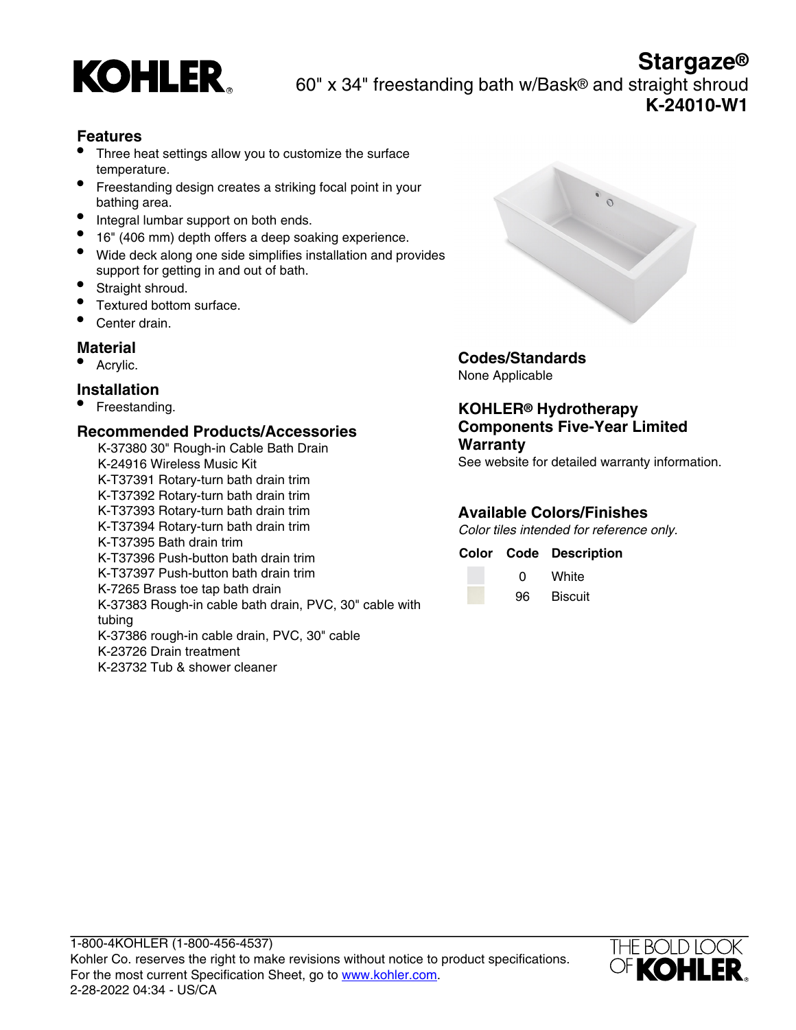# KOHLER

# Stargaze®

60" x 34" freestanding bath w/Bask® and straight shroud

**K-24010-W1**

## Features

- Three heat settings allow you to customize the surface temperature.
- Freestanding design creates a striking focal point in your bathing area.
- Integral lumbar support on both ends.
- 16" (406 mm) depth offers a deep soaking experience.
- Wide deck along one side simplifies installation and provides support for getting in and out of bath.
- Straight shroud.
- Textured bottom surface.
- Center drain.

## Material

- Acrylic.

## Installation

- Freestanding.

## Recommended Products/Accessories

K-37380 30" Rough-in Cable Bath Drain
K-24916 Wireless Music Kit
K-T37391 Rotary-turn bath drain trim
K-T37392 Rotary-turn bath drain trim
K-T37393 Rotary-turn bath drain trim
K-T37394 Rotary-turn bath drain trim
K-T37395 Bath drain trim
K-T37396 Push-button bath drain trim
K-T37397 Push-button bath drain trim
K-7265 Brass toe tap bath drain
K-37383 Rough-in cable bath drain, PVC, 30" cable with tubing
K-37386 rough-in cable drain, PVC, 30" cable
K-23726 Drain treatment
K-23732 Tub & shower cleaner

## Codes/Standards

None Applicable

## KOHLER® Hydrotherapy Components Five-Year Limited Warranty

See website for detailed warranty information.

## Available Colors/Finishes

*Color tiles intended for reference only.*

| Color | Code | Description |
|---|---|---|
| | 0 | White |
| | 96 | Biscuit |

1-800-4KOHLER (1-800-456-4537)
Kohler Co. reserves the right to make revisions without notice to product specifications.
For the most current Specification Sheet, go to www.kohler.com.
2-28-2022 04:34 - US/CA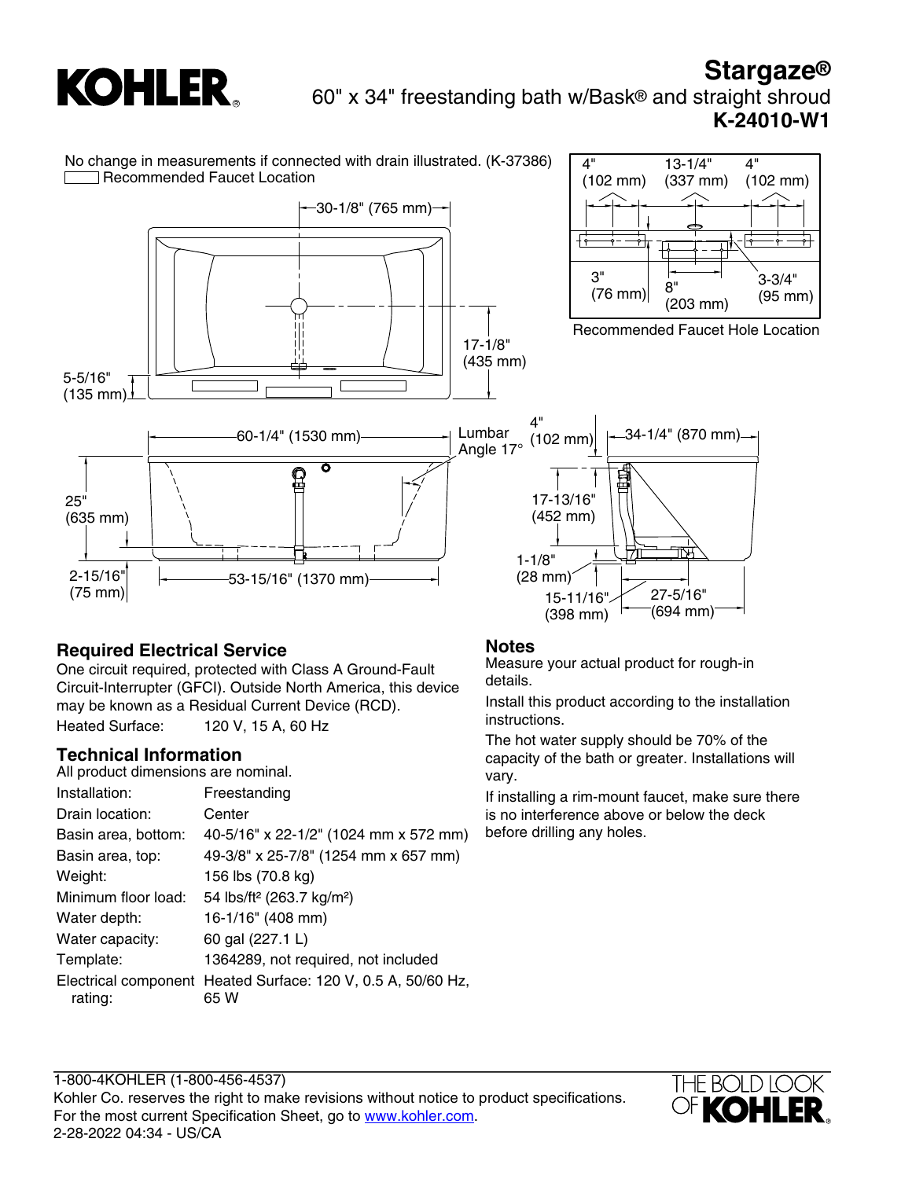# KOHLER

## Stargaze®

60" x 34" freestanding bath w/Bask® and straight shroud

**K-24010-W1**

No change in measurements if connected with drain illustrated. (K-37386)

Recommended Faucet Location

30-1/8" (765 mm)

17-1/8" (435 mm)

5-5/16" (135 mm)

4" (102 mm)

13-1/4" (337 mm)

4" (102 mm)

3" (76 mm)

8" (203 mm)

3-3/4" (95 mm)

Recommended Faucet Hole Location

60-1/4" (1530 mm)

Lumbar Angle 17°

25" (635 mm)

2-15/16" (75 mm)

53-15/16" (1370 mm)

4" (102 mm)

34-1/4" (870 mm)

17-13/16" (452 mm)

1-1/8" (28 mm)

15-11/16" (398 mm)

27-5/16" (694 mm)

### Required Electrical Service

One circuit required, protected with Class A Ground-Fault Circuit-Interrupter (GFCI). Outside North America, this device may be known as a Residual Current Device (RCD).

| | |
|---|---|
| Heated Surface: | 120 V, 15 A, 60 Hz |

### Technical Information

All product dimensions are nominal.

| | |
|---|---|
| Installation: | Freestanding |
| Drain location: | Center |
| Basin area, bottom: | 40-5/16" x 22-1/2" (1024 mm x 572 mm) |
| Basin area, top: | 49-3/8" x 25-7/8" (1254 mm x 657 mm) |
| Weight: | 156 lbs (70.8 kg) |
| Minimum floor load: | 54 lbs/ft² (263.7 kg/m²) |
| Water depth: | 16-1/16" (408 mm) |
| Water capacity: | 60 gal (227.1 L) |
| Template: | 1364289, not required, not included |
| Electrical component rating: | Heated Surface: 120 V, 0.5 A, 50/60 Hz, 65 W |

### Notes

Measure your actual product for rough-in details.

Install this product according to the installation instructions.

The hot water supply should be 70% of the capacity of the bath or greater. Installations will vary.

If installing a rim-mount faucet, make sure there is no interference above or below the deck before drilling any holes.

1-800-4KOHLER (1-800-456-4537)
Kohler Co. reserves the right to make revisions without notice to product specifications.
For the most current Specification Sheet, go to www.kohler.com.
2-28-2022 04:34 - US/CA

THE BOLD LOOK OF KOHLER.